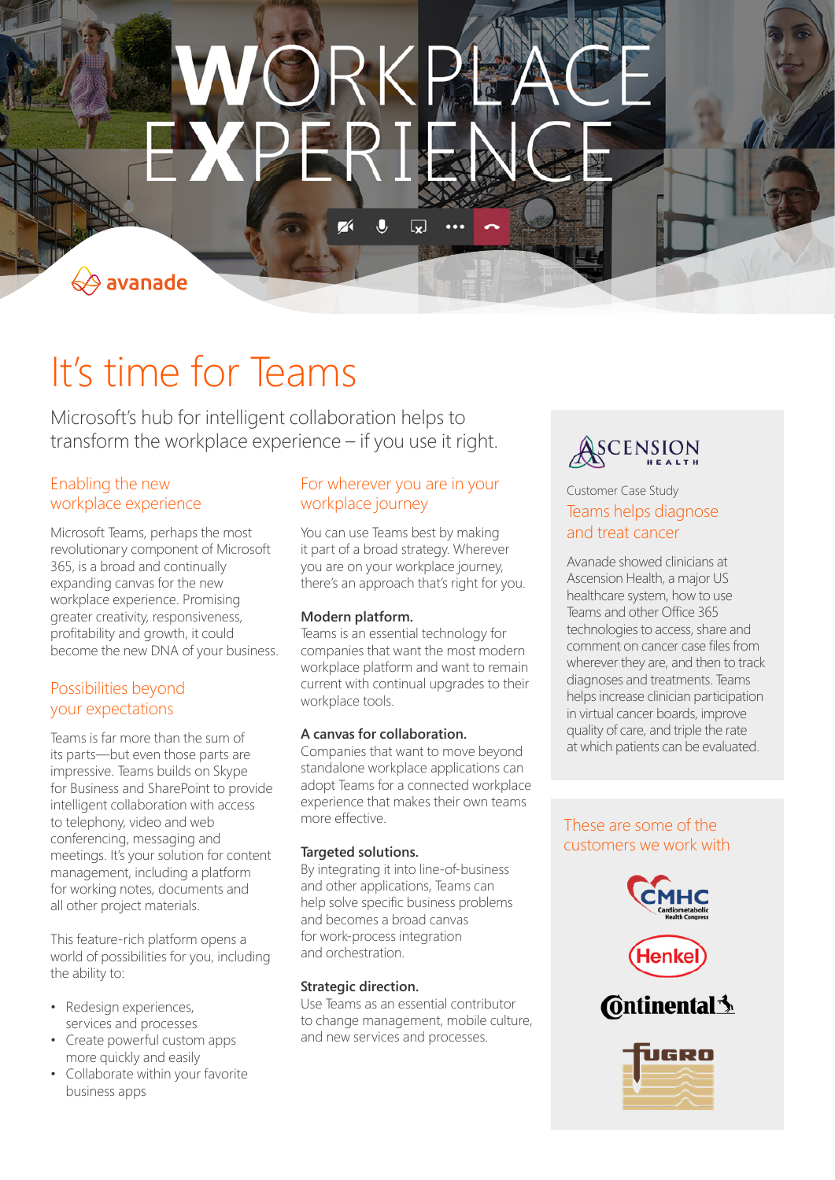# WORKPLACE EXPERIENCE

avanade

# It's time for Teams

Microsoft's hub for intelligent collaboration helps to transform the workplace experience – if you use it right.

## Enabling the new workplace experience

Microsoft Teams, perhaps the most revolutionary component of Microsoft 365, is a broad and continually expanding canvas for the new workplace experience. Promising greater creativity, responsiveness, profitability and growth, it could become the new DNA of your business.

## Possibilities beyond your expectations

Teams is far more than the sum of its parts—but even those parts are impressive. Teams builds on Skype for Business and SharePoint to provide intelligent collaboration with access to telephony, video and web conferencing, messaging and meetings. It's your solution for content management, including a platform for working notes, documents and all other project materials.

This feature-rich platform opens a world of possibilities for you, including the ability to:

- Redesign experiences, services and processes
- Create powerful custom apps more quickly and easily
- Collaborate within your favorite business apps

## For wherever you are in your workplace journey

You can use Teams best by making it part of a broad strategy. Wherever you are on your workplace journey, there's an approach that's right for you.

**Modern platform.**
Teams is an essential technology for companies that want the most modern workplace platform and want to remain current with continual upgrades to their workplace tools.

**A canvas for collaboration.**
Companies that want to move beyond standalone workplace applications can adopt Teams for a connected workplace experience that makes their own teams more effective.

**Targeted solutions.**
By integrating it into line-of-business and other applications, Teams can help solve specific business problems and becomes a broad canvas for work-process integration and orchestration.

**Strategic direction.**
Use Teams as an essential contributor to change management, mobile culture, and new services and processes.

ASCENSION HEALTH

Customer Case Study

## Teams helps diagnose and treat cancer

Avanade showed clinicians at Ascension Health, a major US healthcare system, how to use Teams and other Office 365 technologies to access, share and comment on cancer case files from wherever they are, and then to track diagnoses and treatments. Teams helps increase clinician participation in virtual cancer boards, improve quality of care, and triple the rate at which patients can be evaluated.

## These are some of the customers we work with

CMHC Cardiometabolic Health Congress

Henkel

Continental

FUGRO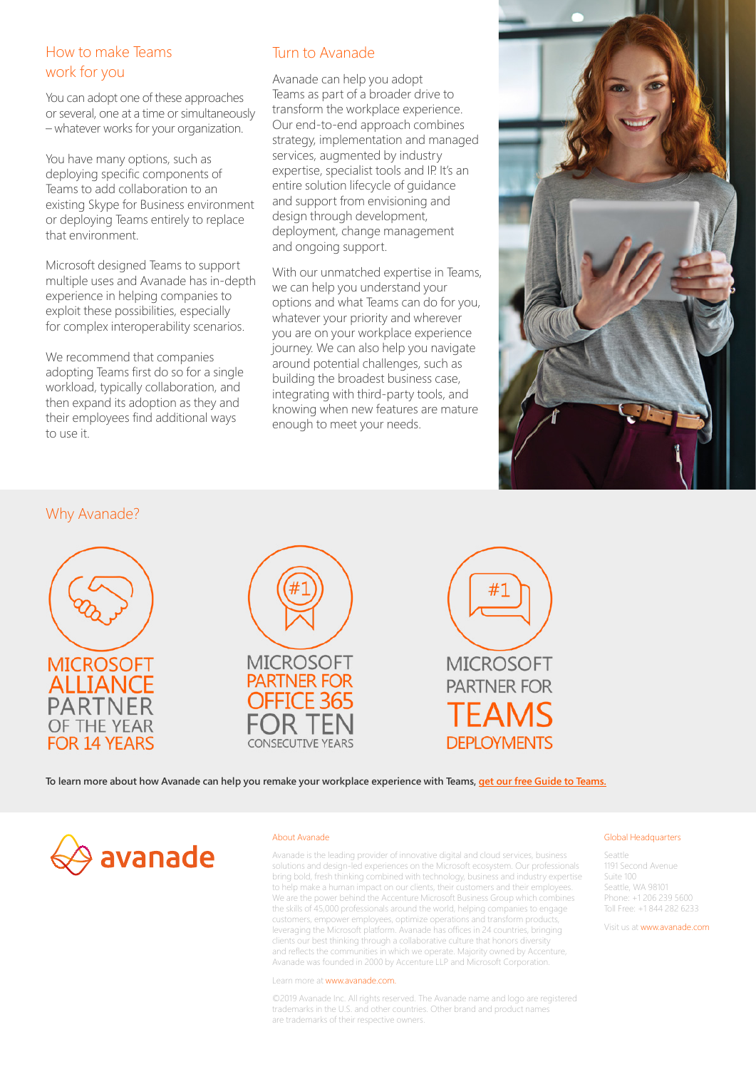## How to make Teams work for you

You can adopt one of these approaches or several, one at a time or simultaneously – whatever works for your organization.

You have many options, such as deploying specific components of Teams to add collaboration to an existing Skype for Business environment or deploying Teams entirely to replace that environment.

Microsoft designed Teams to support multiple uses and Avanade has in-depth experience in helping companies to exploit these possibilities, especially for complex interoperability scenarios.

We recommend that companies adopting Teams first do so for a single workload, typically collaboration, and then expand its adoption as they and their employees find additional ways to use it.

## Turn to Avanade

Avanade can help you adopt Teams as part of a broader drive to transform the workplace experience. Our end-to-end approach combines strategy, implementation and managed services, augmented by industry expertise, specialist tools and IP. It's an entire solution lifecycle of guidance and support from envisioning and design through development, deployment, change management and ongoing support.

With our unmatched expertise in Teams, we can help you understand your options and what Teams can do for you, whatever your priority and wherever you are on your workplace experience journey. We can also help you navigate around potential challenges, such as building the broadest business case, integrating with third-party tools, and knowing when new features are mature enough to meet your needs.

## Why Avanade?

MICROSOFT ALLIANCE PARTNER OF THE YEAR FOR 14 YEARS

#1 MICROSOFT PARTNER FOR OFFICE 365 FOR TEN CONSECUTIVE YEARS

#1 MICROSOFT PARTNER FOR TEAMS DEPLOYMENTS

**To learn more about how Avanade can help you remake your workplace experience with Teams, get our free Guide to Teams.**

avanade

### About Avanade

Avanade is the leading provider of innovative digital and cloud services, business solutions and design-led experiences on the Microsoft ecosystem. Our professionals bring bold, fresh thinking combined with technology, business and industry expertise to help make a human impact on our clients, their customers and their employees. We are the power behind the Accenture Microsoft Business Group which combines the skills of 45,000 professionals around the world, helping companies to engage customers, empower employees, optimize operations and transform products, leveraging the Microsoft platform. Avanade has offices in 24 countries, bringing clients our best thinking through a collaborative culture that honors diversity and reflects the communities in which we operate. Majority owned by Accenture, Avanade was founded in 2000 by Accenture LLP and Microsoft Corporation.

Learn more at www.avanade.com.

©2019 Avanade Inc. All rights reserved. The Avanade name and logo are registered trademarks in the U.S. and other countries. Other brand and product names are trademarks of their respective owners.

### Global Headquarters

Seattle
1191 Second Avenue
Suite 100
Seattle, WA 98101
Phone: +1 206 239 5600
Toll Free: +1 844 282 6233

Visit us at www.avanade.com